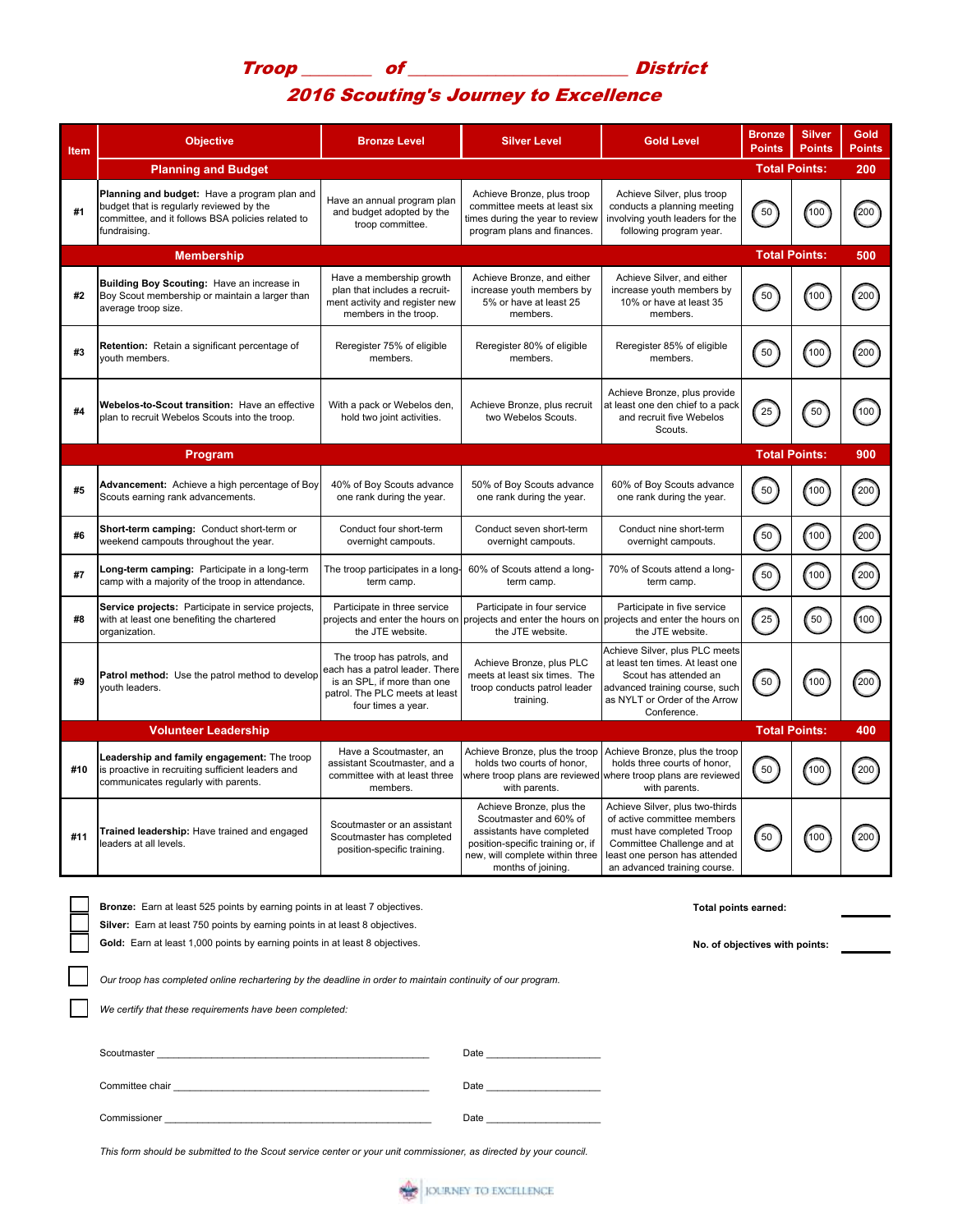# Troop _______ of _______________________ District

## 2016 Scouting's Journey to Excellence

| Item | Objective | Bronze Level | Silver Level | Gold Level | Bronze Points | Silver Points | Gold Points |
|---|---|---|---|---|---|---|---|
| | **Planning and Budget** | | | | **Total Points:** | | **200** |
| #1 | **Planning and budget:** Have a program plan and budget that is regularly reviewed by the committee, and it follows BSA policies related to fundraising. | Have an annual program plan and budget adopted by the troop committee. | Achieve Bronze, plus troop committee meets at least six times during the year to review program plans and finances. | Achieve Silver, plus troop conducts a planning meeting involving youth leaders for the following program year. | 50 | 100 | 200 |
| | **Membership** | | | | **Total Points:** | | **500** |
| #2 | **Building Boy Scouting:** Have an increase in Boy Scout membership or maintain a larger than average troop size. | Have a membership growth plan that includes a recruitment activity and register new members in the troop. | Achieve Bronze, and either increase youth members by 5% or have at least 25 members. | Achieve Silver, and either increase youth members by 10% or have at least 35 members. | 50 | 100 | 200 |
| #3 | **Retention:** Retain a significant percentage of youth members. | Reregister 75% of eligible members. | Reregister 80% of eligible members. | Reregister 85% of eligible members. | 50 | 100 | 200 |
| #4 | **Webelos-to-Scout transition:** Have an effective plan to recruit Webelos Scouts into the troop. | With a pack or Webelos den, hold two joint activities. | Achieve Bronze, plus recruit two Webelos Scouts. | Achieve Bronze, plus provide at least one den chief to a pack and recruit five Webelos Scouts. | 25 | 50 | 100 |
| | **Program** | | | | **Total Points:** | | **900** |
| #5 | **Advancement:** Achieve a high percentage of Boy Scouts earning rank advancements. | 40% of Boy Scouts advance one rank during the year. | 50% of Boy Scouts advance one rank during the year. | 60% of Boy Scouts advance one rank during the year. | 50 | 100 | 200 |
| #6 | **Short-term camping:** Conduct short-term or weekend campouts throughout the year. | Conduct four short-term overnight campouts. | Conduct seven short-term overnight campouts. | Conduct nine short-term overnight campouts. | 50 | 100 | 200 |
| #7 | **Long-term camping:** Participate in a long-term camp with a majority of the troop in attendance. | The troop participates in a long-term camp. | 60% of Scouts attend a long-term camp. | 70% of Scouts attend a long-term camp. | 50 | 100 | 200 |
| #8 | **Service projects:** Participate in service projects, with at least one benefiting the chartered organization. | Participate in three service projects and enter the hours on the JTE website. | Participate in four service projects and enter the hours on the JTE website. | Participate in five service projects and enter the hours on the JTE website. | 25 | 50 | 100 |
| #9 | **Patrol method:** Use the patrol method to develop youth leaders. | The troop has patrols, and each has a patrol leader. There is an SPL, if more than one patrol. The PLC meets at least four times a year. | Achieve Bronze, plus PLC meets at least six times. The troop conducts patrol leader training. | Achieve Silver, plus PLC meets at least ten times. At least one Scout has attended an advanced training course, such as NYLT or Order of the Arrow Conference. | 50 | 100 | 200 |
| | **Volunteer Leadership** | | | | **Total Points:** | | **400** |
| #10 | **Leadership and family engagement:** The troop is proactive in recruiting sufficient leaders and communicates regularly with parents. | Have a Scoutmaster, an assistant Scoutmaster, and a committee with at least three members. | Achieve Bronze, plus the troop holds two courts of honor, where troop plans are reviewed with parents. | Achieve Bronze, plus the troop holds three courts of honor, where troop plans are reviewed with parents. | 50 | 100 | 200 |
| #11 | **Trained leadership:** Have trained and engaged leaders at all levels. | Scoutmaster or an assistant Scoutmaster has completed position-specific training. | Achieve Bronze, plus the Scoutmaster and 60% of assistants have completed position-specific training or, if new, will complete within three months of joining. | Achieve Silver, plus two-thirds of active committee members must have completed Troop Committee Challenge and at least one person has attended an advanced training course. | 50 | 100 | 200 |

☐ **Bronze:** Earn at least 525 points by earning points in at least 7 objectives.

☐ **Silver:** Earn at least 750 points by earning points in at least 8 objectives.

☐ **Gold:** Earn at least 1,000 points by earning points in at least 8 objectives.

**Total points earned:** ________

**No. of objectives with points:** ________

☐ *Our troop has completed online rechartering by the deadline in order to maintain continuity of our program.*

☐ *We certify that these requirements have been completed:*

Scoutmaster ______________________________________________ Date ____________________

Committee chair ___________________________________________ Date ____________________

Commissioner _____________________________________________ Date ____________________

*This form should be submitted to the Scout service center or your unit commissioner, as directed by your council.*

JOURNEY TO EXCELLENCE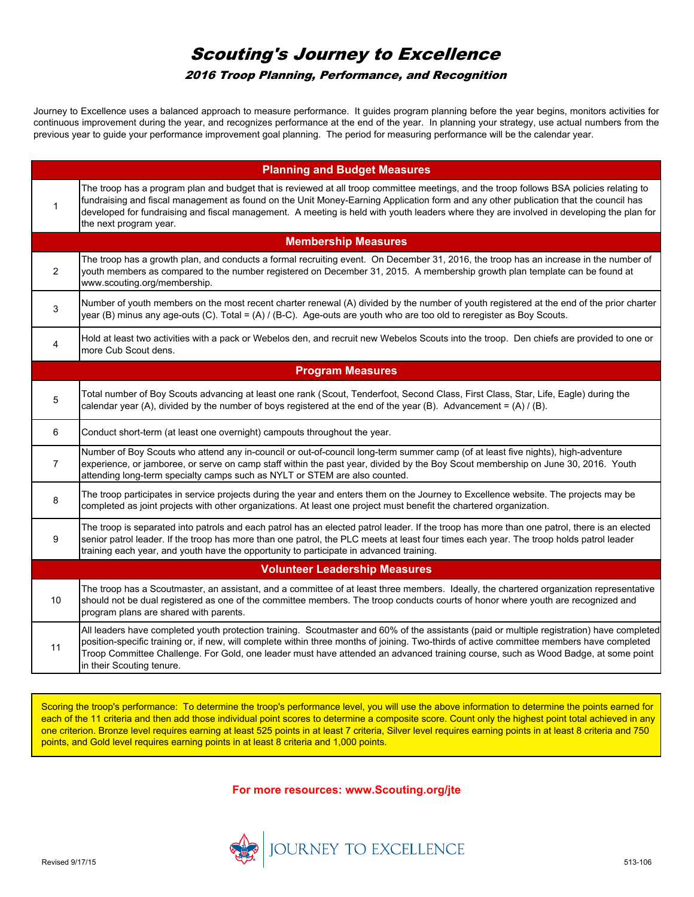# *Scouting's Journey to Excellence*

### *2016 Troop Planning, Performance, and Recognition*

Journey to Excellence uses a balanced approach to measure performance. It guides program planning before the year begins, monitors activities for continuous improvement during the year, and recognizes performance at the end of the year. In planning your strategy, use actual numbers from the previous year to guide your performance improvement goal planning. The period for measuring performance will be the calendar year.

| | |
|---|---|
| | **Planning and Budget Measures** |
| 1 | The troop has a program plan and budget that is reviewed at all troop committee meetings, and the troop follows BSA policies relating to fundraising and fiscal management as found on the Unit Money-Earning Application form and any other publication that the council has developed for fundraising and fiscal management. A meeting is held with youth leaders where they are involved in developing the plan for the next program year. |
| | **Membership Measures** |
| 2 | The troop has a growth plan, and conducts a formal recruiting event. On December 31, 2016, the troop has an increase in the number of youth members as compared to the number registered on December 31, 2015. A membership growth plan template can be found at www.scouting.org/membership. |
| 3 | Number of youth members on the most recent charter renewal (A) divided by the number of youth registered at the end of the prior charter year (B) minus any age-outs (C). Total = (A) / (B-C). Age-outs are youth who are too old to reregister as Boy Scouts. |
| 4 | Hold at least two activities with a pack or Webelos den, and recruit new Webelos Scouts into the troop. Den chiefs are provided to one or more Cub Scout dens. |
| | **Program Measures** |
| 5 | Total number of Boy Scouts advancing at least one rank (Scout, Tenderfoot, Second Class, First Class, Star, Life, Eagle) during the calendar year (A), divided by the number of boys registered at the end of the year (B). Advancement = (A) / (B). |
| 6 | Conduct short-term (at least one overnight) campouts throughout the year. |
| 7 | Number of Boy Scouts who attend any in-council or out-of-council long-term summer camp (of at least five nights), high-adventure experience, or jamboree, or serve on camp staff within the past year, divided by the Boy Scout membership on June 30, 2016. Youth attending long-term specialty camps such as NYLT or STEM are also counted. |
| 8 | The troop participates in service projects during the year and enters them on the Journey to Excellence website. The projects may be completed as joint projects with other organizations. At least one project must benefit the chartered organization. |
| 9 | The troop is separated into patrols and each patrol has an elected patrol leader. If the troop has more than one patrol, there is an elected senior patrol leader. If the troop has more than one patrol, the PLC meets at least four times each year. The troop holds patrol leader training each year, and youth have the opportunity to participate in advanced training. |
| | **Volunteer Leadership Measures** |
| 10 | The troop has a Scoutmaster, an assistant, and a committee of at least three members. Ideally, the chartered organization representative should not be dual registered as one of the committee members. The troop conducts courts of honor where youth are recognized and program plans are shared with parents. |
| 11 | All leaders have completed youth protection training. Scoutmaster and 60% of the assistants (paid or multiple registration) have completed position-specific training or, if new, will complete within three months of joining. Two-thirds of active committee members have completed Troop Committee Challenge. For Gold, one leader must have attended an advanced training course, such as Wood Badge, at some point in their Scouting tenure. |

Scoring the troop's performance: To determine the troop's performance level, you will use the above information to determine the points earned for each of the 11 criteria and then add those individual point scores to determine a composite score. Count only the highest point total achieved in any one criterion. Bronze level requires earning at least 525 points in at least 7 criteria, Silver level requires earning points in at least 8 criteria and 750 points, and Gold level requires earning points in at least 8 criteria and 1,000 points.

**For more resources: www.Scouting.org/jte**

JOURNEY TO EXCELLENCE

Revised 9/17/15

513-106